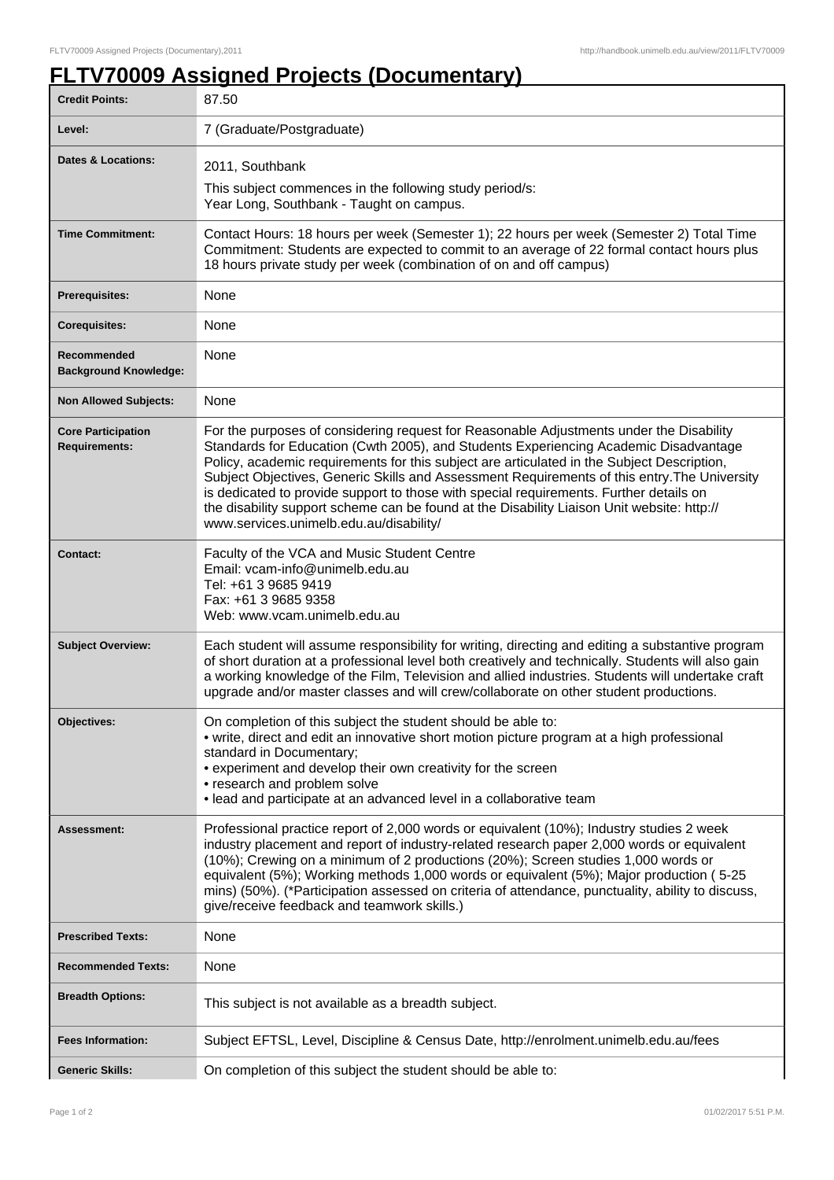# FLTV70009 Assigned Projects (Documentary)

| | |
|---|---|
| **Credit Points:** | 87.50 |
| **Level:** | 7 (Graduate/Postgraduate) |
| **Dates & Locations:** | 2011, Southbank<br>This subject commences in the following study period/s:<br>Year Long, Southbank - Taught on campus. |
| **Time Commitment:** | Contact Hours: 18 hours per week (Semester 1); 22 hours per week (Semester 2) Total Time Commitment: Students are expected to commit to an average of 22 formal contact hours plus 18 hours private study per week (combination of on and off campus) |
| **Prerequisites:** | None |
| **Corequisites:** | None |
| **Recommended Background Knowledge:** | None |
| **Non Allowed Subjects:** | None |
| **Core Participation Requirements:** | For the purposes of considering request for Reasonable Adjustments under the Disability Standards for Education (Cwth 2005), and Students Experiencing Academic Disadvantage Policy, academic requirements for this subject are articulated in the Subject Description, Subject Objectives, Generic Skills and Assessment Requirements of this entry.The University is dedicated to provide support to those with special requirements. Further details on the disability support scheme can be found at the Disability Liaison Unit website: http://www.services.unimelb.edu.au/disability/ |
| **Contact:** | Faculty of the VCA and Music Student Centre<br>Email: vcam-info@unimelb.edu.au<br>Tel: +61 3 9685 9419<br>Fax: +61 3 9685 9358<br>Web: www.vcam.unimelb.edu.au |
| **Subject Overview:** | Each student will assume responsibility for writing, directing and editing a substantive program of short duration at a professional level both creatively and technically. Students will also gain a working knowledge of the Film, Television and allied industries. Students will undertake craft upgrade and/or master classes and will crew/collaborate on other student productions. |
| **Objectives:** | On completion of this subject the student should be able to:<br>• write, direct and edit an innovative short motion picture program at a high professional standard in Documentary;<br>• experiment and develop their own creativity for the screen<br>• research and problem solve<br>• lead and participate at an advanced level in a collaborative team |
| **Assessment:** | Professional practice report of 2,000 words or equivalent (10%); Industry studies 2 week industry placement and report of industry-related research paper 2,000 words or equivalent (10%); Crewing on a minimum of 2 productions (20%); Screen studies 1,000 words or equivalent (5%); Working methods 1,000 words or equivalent (5%); Major production ( 5-25 mins) (50%). (*Participation assessed on criteria of attendance, punctuality, ability to discuss, give/receive feedback and teamwork skills.) |
| **Prescribed Texts:** | None |
| **Recommended Texts:** | None |
| **Breadth Options:** | This subject is not available as a breadth subject. |
| **Fees Information:** | Subject EFTSL, Level, Discipline & Census Date, http://enrolment.unimelb.edu.au/fees |
| **Generic Skills:** | On completion of this subject the student should be able to: |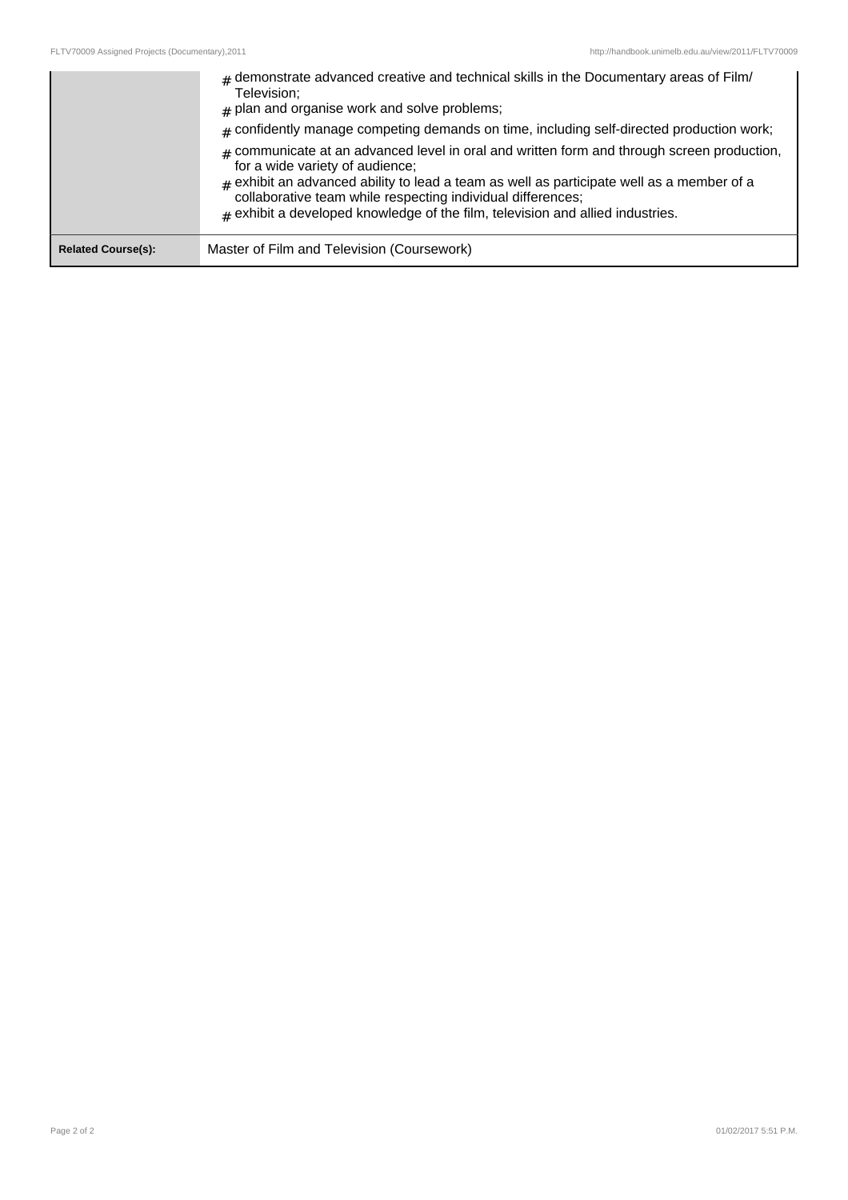| | |
|---|---|
| | # demonstrate advanced creative and technical skills in the Documentary areas of Film/ Television;<br># plan and organise work and solve problems;<br># confidently manage competing demands on time, including self-directed production work;<br># communicate at an advanced level in oral and written form and through screen production, for a wide variety of audience;<br># exhibit an advanced ability to lead a team as well as participate well as a member of a collaborative team while respecting individual differences;<br># exhibit a developed knowledge of the film, television and allied industries. |
| **Related Course(s):** | Master of Film and Television (Coursework) |